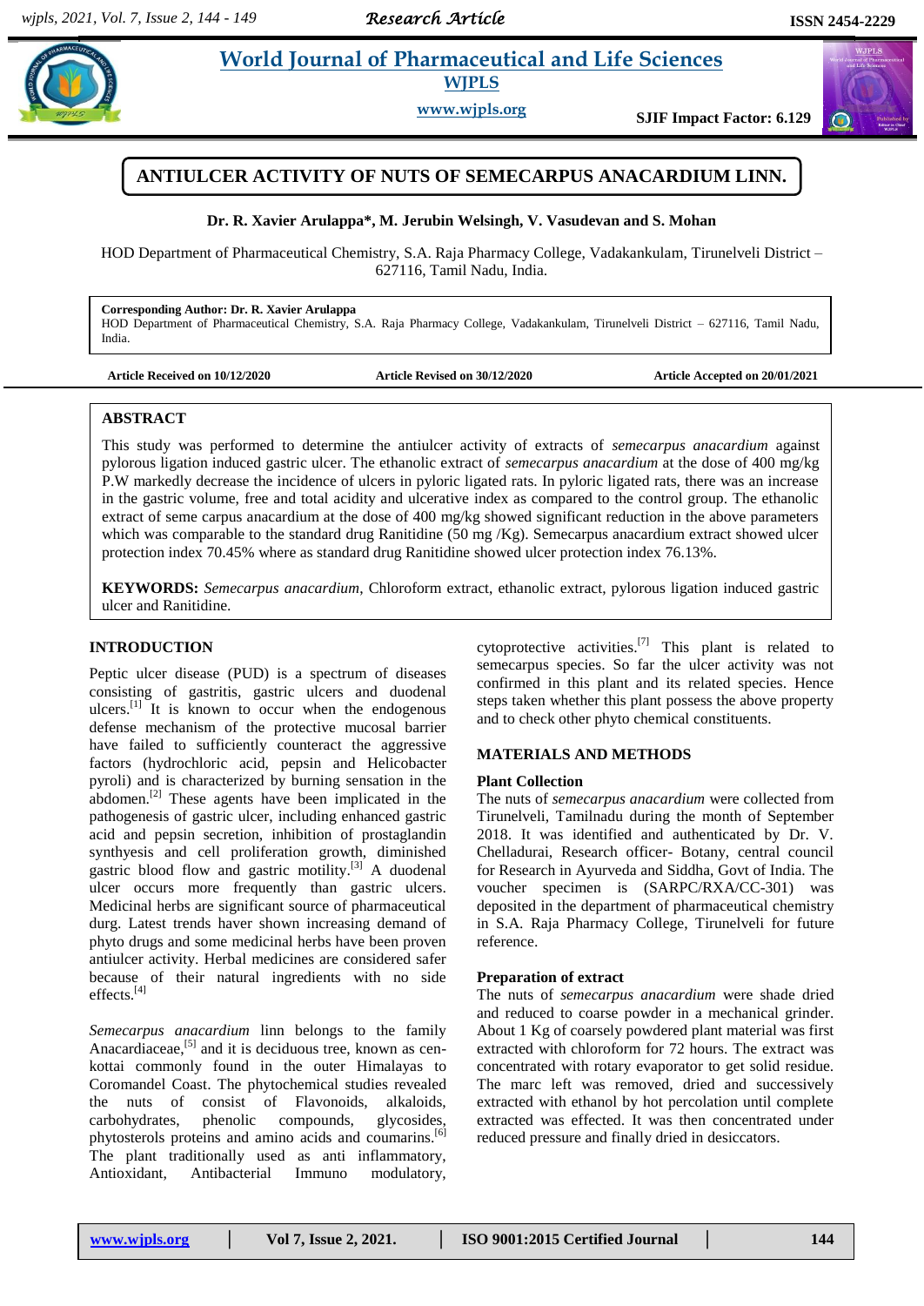# ANTIULCER ACTIVITY OF NUTS OF SEMECARPUS ANACARDIUM LINN.

**Dr. R. Xavier Arulappa\*, M. Jerubin Welsingh, V. Vasudevan and S. Mohan**

HOD Department of Pharmaceutical Chemistry, S.A. Raja Pharmacy College, Vadakankulam, Tirunelveli District – 627116, Tamil Nadu, India.

**Corresponding Author: Dr. R. Xavier Arulappa**
HOD Department of Pharmaceutical Chemistry, S.A. Raja Pharmacy College, Vadakankulam, Tirunelveli District – 627116, Tamil Nadu, India.

**Article Received on 10/12/2020** **Article Revised on 30/12/2020** **Article Accepted on 20/01/2021**

## ABSTRACT

This study was performed to determine the antiulcer activity of extracts of *semecarpus anacardium* against pylorous ligation induced gastric ulcer. The ethanolic extract of *semecarpus anacardium* at the dose of 400 mg/kg P.W markedly decrease the incidence of ulcers in pyloric ligated rats. In pyloric ligated rats, there was an increase in the gastric volume, free and total acidity and ulcerative index as compared to the control group. The ethanolic extract of seme carpus anacardium at the dose of 400 mg/kg showed significant reduction in the above parameters which was comparable to the standard drug Ranitidine (50 mg /Kg). Semecarpus anacardium extract showed ulcer protection index 70.45% where as standard drug Ranitidine showed ulcer protection index 76.13%.

**KEYWORDS:** *Semecarpus anacardium*, Chloroform extract, ethanolic extract, pylorous ligation induced gastric ulcer and Ranitidine.

## INTRODUCTION

Peptic ulcer disease (PUD) is a spectrum of diseases consisting of gastritis, gastric ulcers and duodenal ulcers.[1] It is known to occur when the endogenous defense mechanism of the protective mucosal barrier have failed to sufficiently counteract the aggressive factors (hydrochloric acid, pepsin and Helicobacter pyroli) and is characterized by burning sensation in the abdomen.[2] These agents have been implicated in the pathogenesis of gastric ulcer, including enhanced gastric acid and pepsin secretion, inhibition of prostaglandin synthyesis and cell proliferation growth, diminished gastric blood flow and gastric motility.[3] A duodenal ulcer occurs more frequently than gastric ulcers. Medicinal herbs are significant source of pharmaceutical durg. Latest trends haver shown increasing demand of phyto drugs and some medicinal herbs have been proven antiulcer activity. Herbal medicines are considered safer because of their natural ingredients with no side effects.[4]

*Semecarpus anacardium* linn belongs to the family Anacardiaceae,[5] and it is deciduous tree, known as cen-kottai commonly found in the outer Himalayas to Coromandel Coast. The phytochemical studies revealed the nuts of consist of Flavonoids, alkaloids, carbohydrates, phenolic compounds, glycosides, phytosterols proteins and amino acids and coumarins.[6] The plant traditionally used as anti inflammatory, Antioxidant, Antibacterial Immuno modulatory, cytoprotective activities.[7] This plant is related to semecarpus species. So far the ulcer activity was not confirmed in this plant and its related species. Hence steps taken whether this plant possess the above property and to check other phyto chemical constituents.

## MATERIALS AND METHODS

### Plant Collection

The nuts of *semecarpus anacardium* were collected from Tirunelveli, Tamilnadu during the month of September 2018. It was identified and authenticated by Dr. V. Chelladurai, Research officer- Botany, central council for Research in Ayurveda and Siddha, Govt of India. The voucher specimen is (SARPC/RXA/CC-301) was deposited in the department of pharmaceutical chemistry in S.A. Raja Pharmacy College, Tirunelveli for future reference.

### Preparation of extract

The nuts of *semecarpus anacardium* were shade dried and reduced to coarse powder in a mechanical grinder. About 1 Kg of coarsely powdered plant material was first extracted with chloroform for 72 hours. The extract was concentrated with rotary evaporator to get solid residue. The marc left was removed, dried and successively extracted with ethanol by hot percolation until complete extracted was effected. It was then concentrated under reduced pressure and finally dried in desiccators.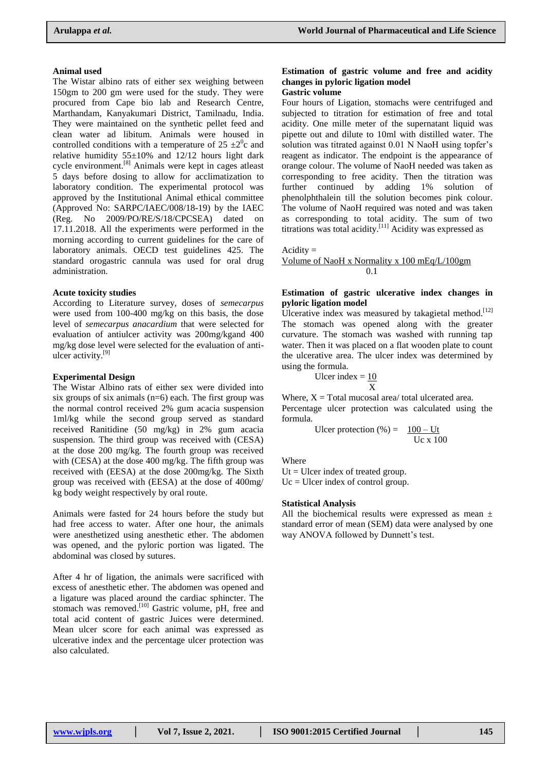### Animal used

The Wistar albino rats of either sex weighing between 150gm to 200 gm were used for the study. They were procured from Cape bio lab and Research Centre, Marthandam, Kanyakumari District, Tamilnadu, India. They were maintained on the synthetic pellet feed and clean water ad libitum. Animals were housed in controlled conditions with a temperature of 25 $\pm 2^0$c and relative humidity 55±10% and 12/12 hours light dark cycle environment.[8] Animals were kept in cages atleast 5 days before dosing to allow for acclimatization to laboratory condition. The experimental protocol was approved by the Institutional Animal ethical committee (Approved No: SARPC/IAEC/008/18-19) by the IAEC (Reg. No 2009/PO/RE/S/18/CPCSEA) dated on 17.11.2018. All the experiments were performed in the morning according to current guidelines for the care of laboratory animals. OECD test guidelines 425. The standard orogastric cannula was used for oral drug administration.

### Acute toxicity studies

According to Literature survey, doses of *semecarpus* were used from 100-400 mg/kg on this basis, the dose level of *semecarpus anacardium* that were selected for evaluation of antiulcer activity was 200mg/kgand 400 mg/kg dose level were selected for the evaluation of anti-ulcer activity.[9]

### Experimental Design

The Wistar Albino rats of either sex were divided into six groups of six animals (n=6) each. The first group was the normal control received 2% gum acacia suspension 1ml/kg while the second group served as standard received Ranitidine (50 mg/kg) in 2% gum acacia suspension. The third group was received with (CESA) at the dose 200 mg/kg. The fourth group was received with (CESA) at the dose 400 mg/kg. The fifth group was received with (EESA) at the dose 200mg/kg. The Sixth group was received with (EESA) at the dose of 400mg/ kg body weight respectively by oral route.

Animals were fasted for 24 hours before the study but had free access to water. After one hour, the animals were anesthetized using anesthetic ether. The abdomen was opened, and the pyloric portion was ligated. The abdominal was closed by sutures.

After 4 hr of ligation, the animals were sacrificed with excess of anesthetic ether. The abdomen was opened and a ligature was placed around the cardiac sphincter. The stomach was removed.[10] Gastric volume, pH, free and total acid content of gastric Juices were determined. Mean ulcer score for each animal was expressed as ulcerative index and the percentage ulcer protection was also calculated.

### Estimation of gastric volume and free and acidity changes in pyloric ligation model

**Gastric volume**

Four hours of Ligation, stomachs were centrifuged and subjected to titration for estimation of free and total acidity. One mille meter of the supernatant liquid was pipette out and dilute to 10ml with distilled water. The solution was titrated against 0.01 N NaoH using topfer's reagent as indicator. The endpoint is the appearance of orange colour. The volume of NaoH needed was taken as corresponding to free acidity. Then the titration was further continued by adding 1% solution of phenolphthalein till the solution becomes pink colour. The volume of NaoH required was noted and was taken as corresponding to total acidity. The sum of two titrations was total acidity.[11] Acidity was expressed as

$$\text{Acidity} = \frac{\text{Volume of NaoH x Normality x 100 mEq/L/100gm}}{0.1}$$

### Estimation of gastric ulcerative index changes in pyloric ligation model

Ulcerative index was measured by takagietal method.[12] The stomach was opened along with the greater curvature. The stomach was washed with running tap water. Then it was placed on a flat wooden plate to count the ulcerative area. The ulcer index was determined by using the formula.

$$\text{Ulcer index} = \frac{10}{X}$$

Where, X = Total mucosal area/ total ulcerated area.

Percentage ulcer protection was calculated using the formula.

$$\text{Ulcer protection (\%)} = \frac{100 - Ut}{Uc \times 100}$$

Where

Ut = Ulcer index of treated group.

Uc = Ulcer index of control group.

### Statistical Analysis

All the biochemical results were expressed as mean ± standard error of mean (SEM) data were analysed by one way ANOVA followed by Dunnett's test.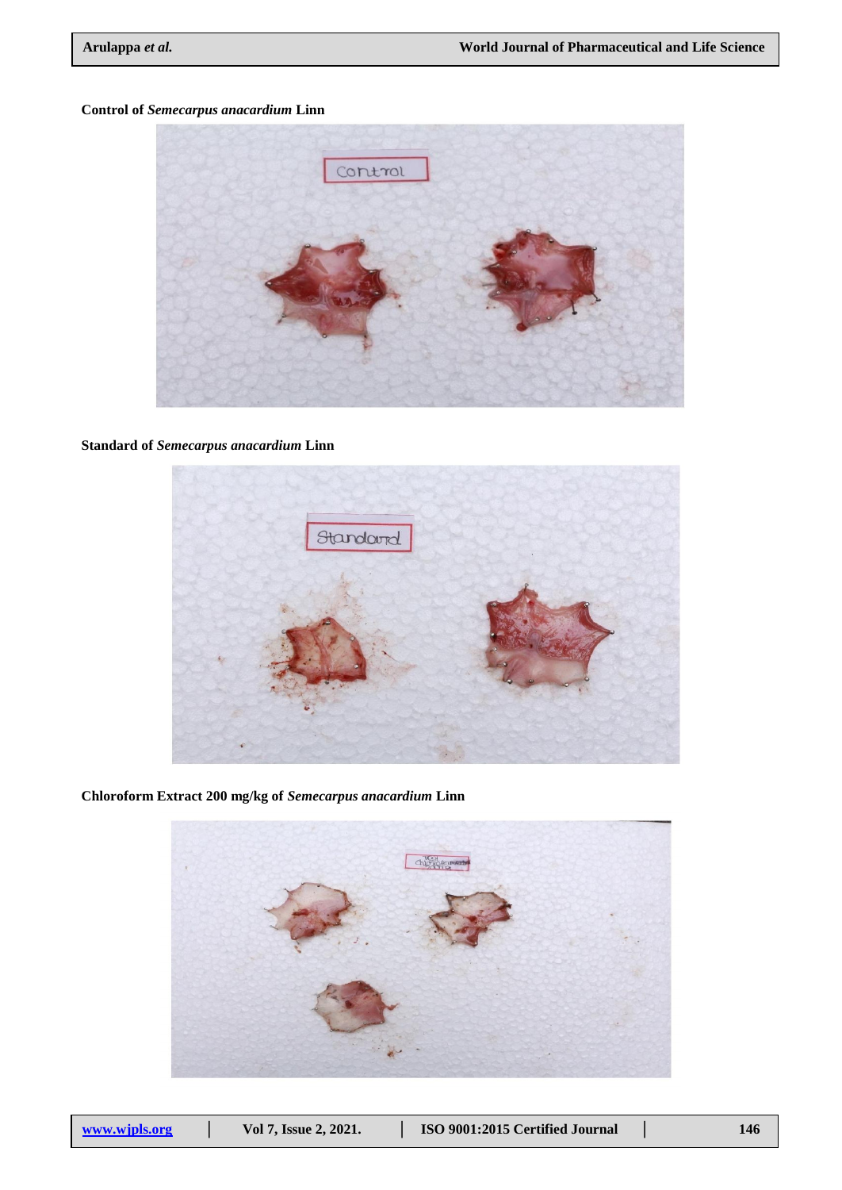**Control of *Semecarpus anacardium* Linn**

**Standard of *Semecarpus anacardium* Linn**

**Chloroform Extract 200 mg/kg of *Semecarpus anacardium* Linn**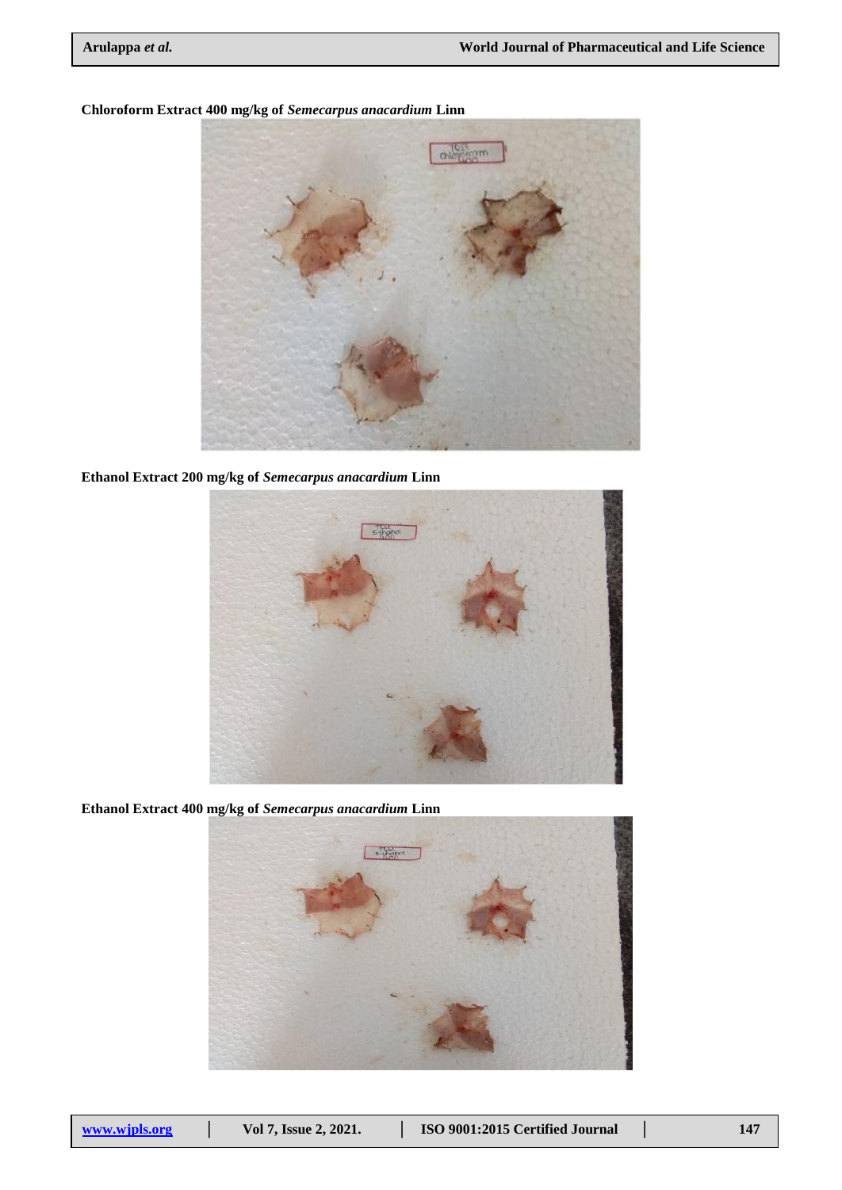**Chloroform Extract 400 mg/kg of *Semecarpus anacardium* Linn**

**Ethanol Extract 200 mg/kg of *Semecarpus anacardium* Linn**

**Ethanol Extract 400 mg/kg of *Semecarpus anacardium* Linn**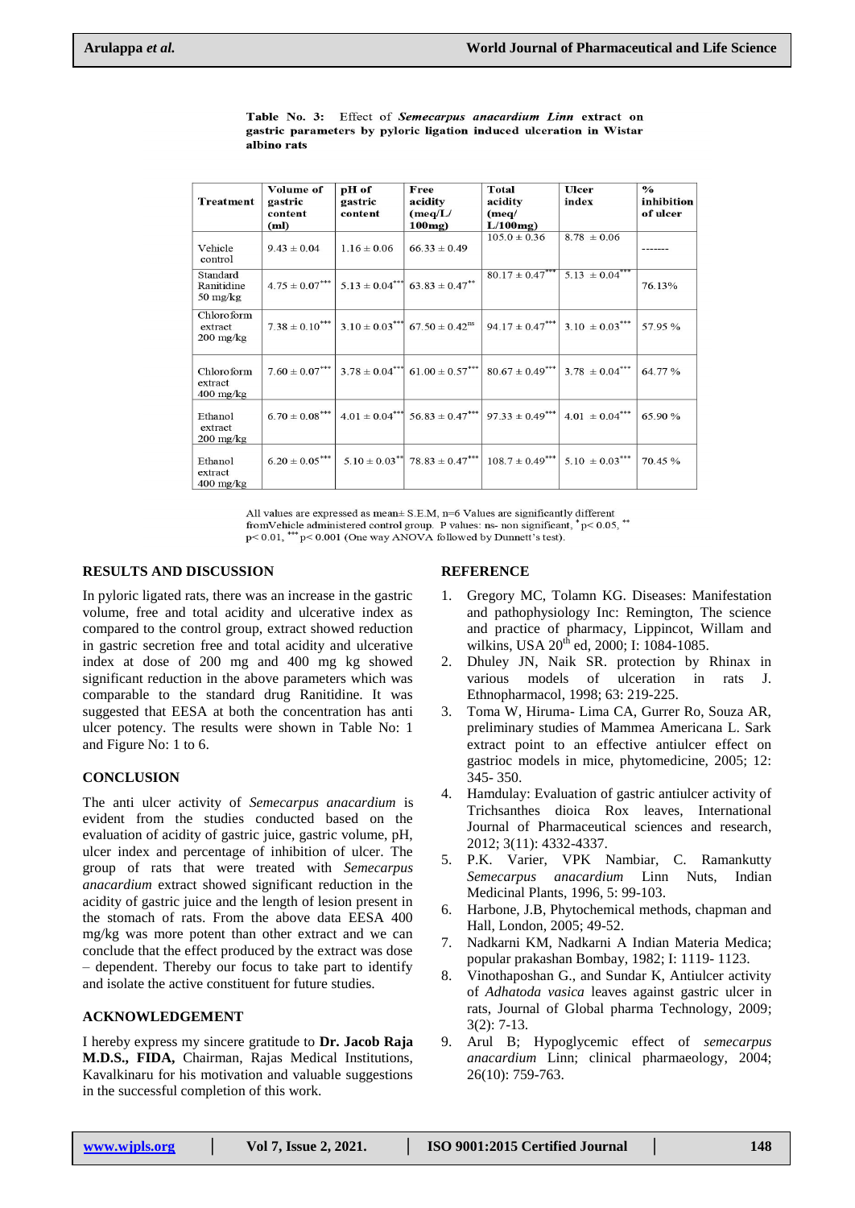**Table No. 3: Effect of *Semecarpus anacardium Linn* extract on gastric parameters by pyloric ligation induced ulceration in Wistar albino rats**

| Treatment | Volume of gastric content (ml) | pH of gastric content | Free acidity (meq/L/ 100mg) | Total acidity (meq/ L/100mg) | Ulcer index | % inhibition of ulcer |
|---|---|---|---|---|---|---|
| Vehicle control | 9.43 ± 0.04 | 1.16 ± 0.06 | 66.33 ± 0.49 | 105.0 ± 0.36 | 8.78 ± 0.06 | ------- |
| Standard Ranitidine 50 mg/kg | 4.75 ± 0.07*** | 5.13 ± 0.04*** | 63.83 ± 0.47** | 80.17 ± 0.47*** | 5.13 ± 0.04*** | 76.13% |
| Chloroform extract 200 mg/kg | 7.38 ± 0.10*** | 3.10 ± 0.03*** | 67.50 ± 0.42ns | 94.17 ± 0.47*** | 3.10 ± 0.03*** | 57.95 % |
| Chloroform extract 400 mg/kg | 7.60 ± 0.07*** | 3.78 ± 0.04*** | 61.00 ± 0.57*** | 80.67 ± 0.49*** | 3.78 ± 0.04*** | 64.77 % |
| Ethanol extract 200 mg/kg | 6.70 ± 0.08*** | 4.01 ± 0.04*** | 56.83 ± 0.47*** | 97.33 ± 0.49*** | 4.01 ± 0.04*** | 65.90 % |
| Ethanol extract 400 mg/kg | 6.20 ± 0.05*** | 5.10 ± 0.03** | 78.83 ± 0.47*** | 108.7 ± 0.49*** | 5.10 ± 0.03*** | 70.45 % |

All values are expressed as mean± S.E.M, n=6 Values are significantly different fromVehicle administered control group. P values: ns- non significant, * $p< 0.05$, ** $p< 0.01$, *** $p< 0.001$ (One way ANOVA followed by Dunnett's test).

## RESULTS AND DISCUSSION

In pyloric ligated rats, there was an increase in the gastric volume, free and total acidity and ulcerative index as compared to the control group, extract showed reduction in gastric secretion free and total acidity and ulcerative index at dose of 200 mg and 400 mg kg showed significant reduction in the above parameters which was comparable to the standard drug Ranitidine. It was suggested that EESA at both the concentration has anti ulcer potency. The results were shown in Table No: 1 and Figure No: 1 to 6.

## CONCLUSION

The anti ulcer activity of *Semecarpus anacardium* is evident from the studies conducted based on the evaluation of acidity of gastric juice, gastric volume, pH, ulcer index and percentage of inhibition of ulcer. The group of rats that were treated with *Semecarpus anacardium* extract showed significant reduction in the acidity of gastric juice and the length of lesion present in the stomach of rats. From the above data EESA 400 mg/kg was more potent than other extract and we can conclude that the effect produced by the extract was dose – dependent. Thereby our focus to take part to identify and isolate the active constituent for future studies.

## ACKNOWLEDGEMENT

I hereby express my sincere gratitude to **Dr. Jacob Raja M.D.S., FIDA,** Chairman, Rajas Medical Institutions, Kavalkinaru for his motivation and valuable suggestions in the successful completion of this work.

## REFERENCE

1. Gregory MC, Tolamn KG. Diseases: Manifestation and pathophysiology Inc: Remington, The science and practice of pharmacy, Lippincot, Willam and wilkins, USA 20th ed, 2000; I: 1084-1085.
2. Dhuley JN, Naik SR. protection by Rhinax in various models of ulceration in rats J. Ethnopharmacol, 1998; 63: 219-225.
3. Toma W, Hiruma- Lima CA, Gurrer Ro, Souza AR, preliminary studies of Mammea Americana L. Sark extract point to an effective antiulcer effect on gastrioc models in mice, phytomedicine, 2005; 12: 345- 350.
4. Hamdulay: Evaluation of gastric antiulcer activity of Trichsanthes dioica Rox leaves, International Journal of Pharmaceutical sciences and research, 2012; 3(11): 4332-4337.
5. P.K. Varier, VPK Nambiar, C. Ramankutty *Semecarpus anacardium* Linn Nuts, Indian Medicinal Plants, 1996, 5: 99-103.
6. Harbone, J.B, Phytochemical methods, chapman and Hall, London, 2005; 49-52.
7. Nadkarni KM, Nadkarni A Indian Materia Medica; popular prakashan Bombay, 1982; I: 1119- 1123.
8. Vinothaposhan G., and Sundar K, Antiulcer activity of *Adhatoda vasica* leaves against gastric ulcer in rats, Journal of Global pharma Technology, 2009; 3(2): 7-13.
9. Arul B; Hypoglycemic effect of *semecarpus anacardium* Linn; clinical pharmaeology, 2004; 26(10): 759-763.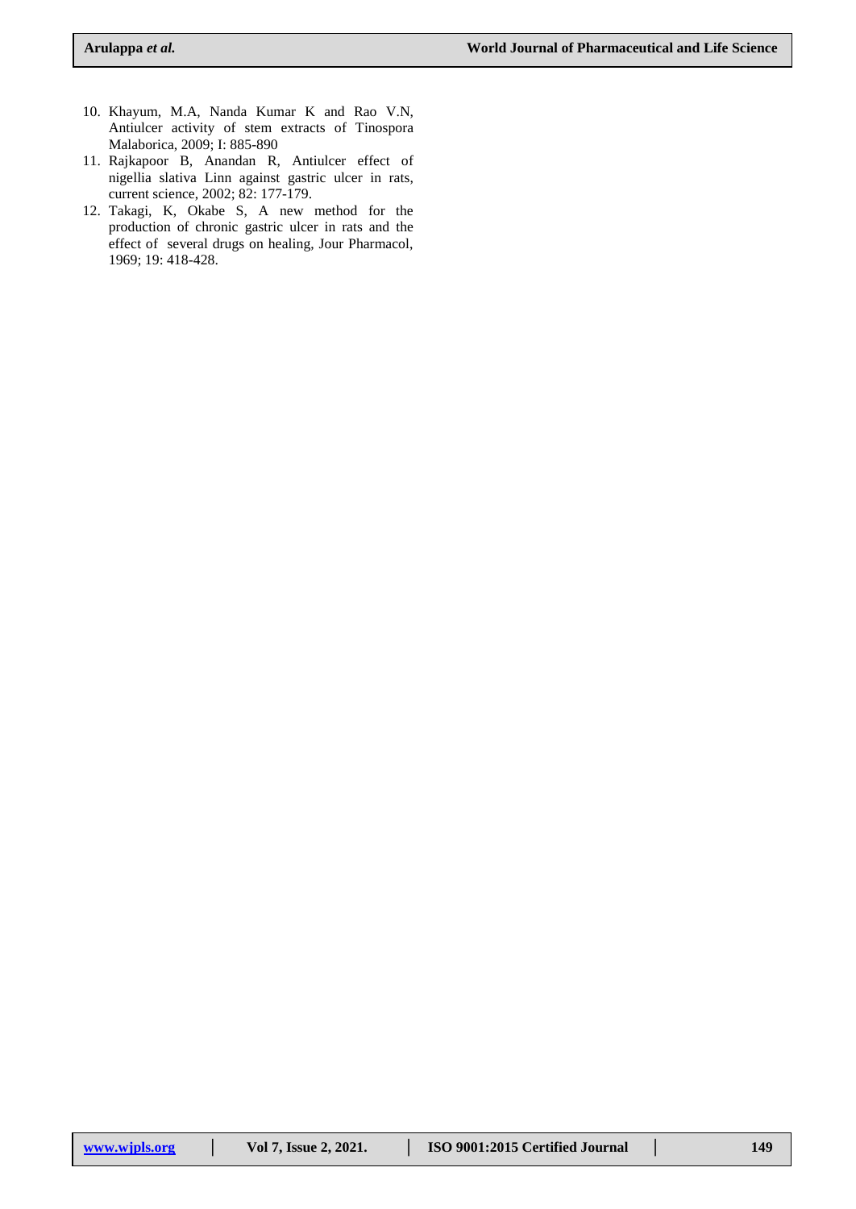10. Khayum, M.A, Nanda Kumar K and Rao V.N, Antiulcer activity of stem extracts of Tinospora Malaborica, 2009; I: 885-890
11. Rajkapoor B, Anandan R, Antiulcer effect of nigellia slativa Linn against gastric ulcer in rats, current science, 2002; 82: 177-179.
12. Takagi, K, Okabe S, A new method for the production of chronic gastric ulcer in rats and the effect of several drugs on healing, Jour Pharmacol, 1969; 19: 418-428.